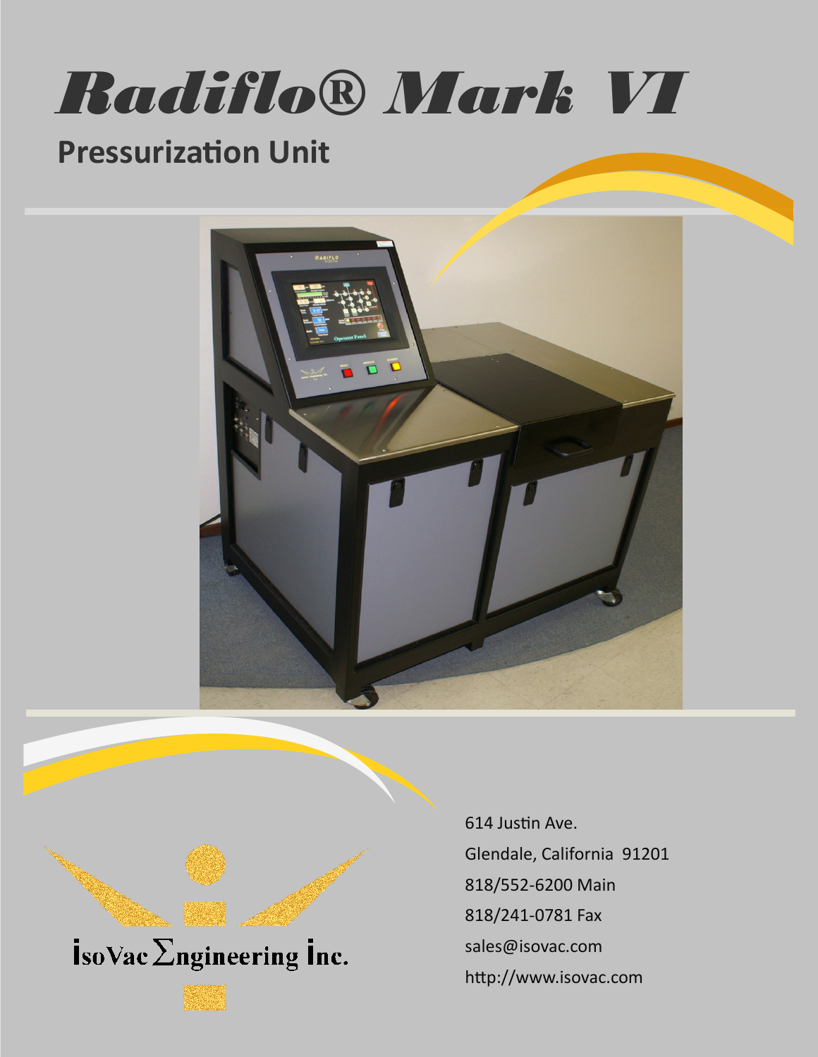# Radiflo® Mark VI

## Pressurization Unit

IsoVac Σngineering Inc.

614 Justin Ave.

Glendale, California 91201

818/552-6200 Main

818/241-0781 Fax

sales@isovac.com

http://www.isovac.com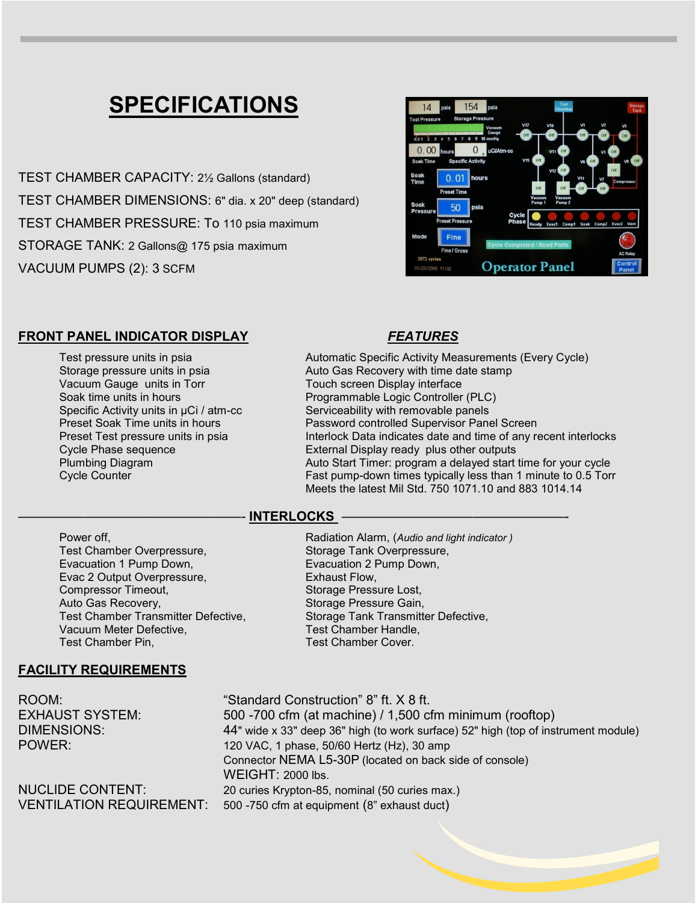# SPECIFICATIONS

TEST CHAMBER CAPACITY: 2½ Gallons (standard)

TEST CHAMBER DIMENSIONS: 6" dia. x 20" deep (standard)

TEST CHAMBER PRESSURE: To 110 psia maximum

STORAGE TANK: 2 Gallons@ 175 psia maximum

VACUUM PUMPS (2): 3 SCFM

## FRONT PANEL INDICATOR DISPLAY

- Test pressure units in psia
- Storage pressure units in psia
- Vacuum Gauge units in Torr
- Soak time units in hours
- Specific Activity units in µCi / atm-cc
- Preset Soak Time units in hours
- Preset Test pressure units in psia
- Cycle Phase sequence
- Plumbing Diagram
- Cycle Counter

## *FEATURES*

- Automatic Specific Activity Measurements (Every Cycle)
- Auto Gas Recovery with time date stamp
- Touch screen Display interface
- Programmable Logic Controller (PLC)
- Serviceability with removable panels
- Password controlled Supervisor Panel Screen
- Interlock Data indicates date and time of any recent interlocks
- External Display ready plus other outputs
- Auto Start Timer: program a delayed start time for your cycle
- Fast pump-down times typically less than 1 minute to 0.5 Torr
- Meets the latest Mil Std. 750 1071.10 and 883 1014.14

## INTERLOCKS

- Power off,
- Test Chamber Overpressure,
- Evacuation 1 Pump Down,
- Evac 2 Output Overpressure,
- Compressor Timeout,
- Auto Gas Recovery,
- Test Chamber Transmitter Defective,
- Vacuum Meter Defective,
- Test Chamber Pin,
- Radiation Alarm, (*Audio and light indicator )*
- Storage Tank Overpressure,
- Evacuation 2 Pump Down,
- Exhaust Flow,
- Storage Pressure Lost,
- Storage Pressure Gain,
- Storage Tank Transmitter Defective,
- Test Chamber Handle,
- Test Chamber Cover.

## FACILITY REQUIREMENTS

| | |
|---|---|
| ROOM: | "Standard Construction" 8" ft. X 8 ft. |
| EXHAUST SYSTEM: | 500 -700 cfm (at machine) / 1,500 cfm minimum (rooftop) |
| DIMENSIONS: | 44" wide x 33" deep 36" high (to work surface) 52" high (top of instrument module) |
| POWER: | 120 VAC, 1 phase, 50/60 Hertz (Hz), 30 amp |
| | Connector NEMA L5-30P (located on back side of console) |
| | WEIGHT: 2000 lbs. |
| NUCLIDE CONTENT: | 20 curies Krypton-85, nominal (50 curies max.) |
| VENTILATION REQUIREMENT: | 500 -750 cfm at equipment (8" exhaust duct) |